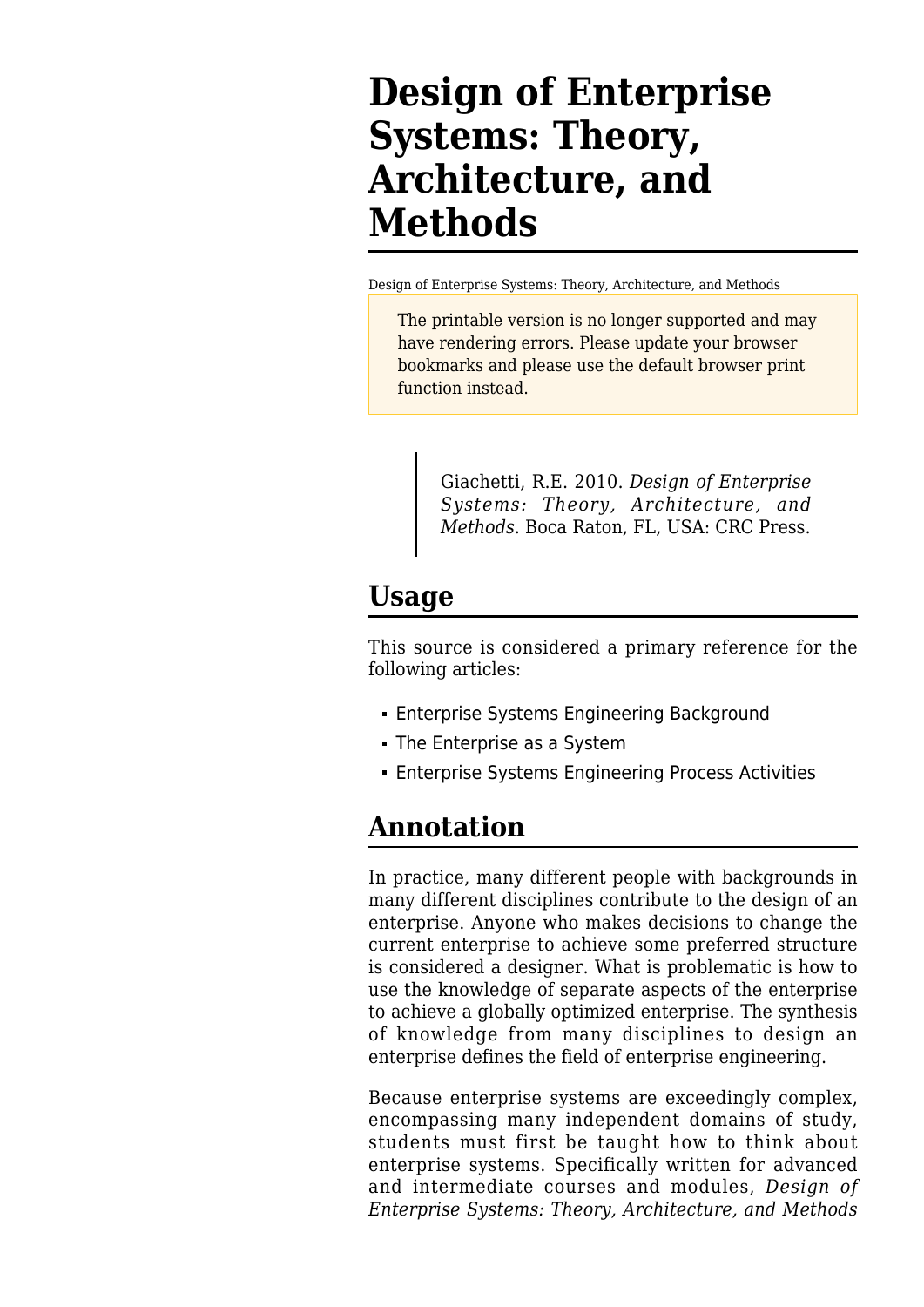# Design of Enterprise Systems: Theory, Architecture, and Methods

Design of Enterprise Systems: Theory, Architecture, and Methods

> The printable version is no longer supported and may have rendering errors. Please update your browser bookmarks and please use the default browser print function instead.

> Giachetti, R.E. 2010. *Design of Enterprise Systems: Theory, Architecture, and Methods*. Boca Raton, FL, USA: CRC Press.

## Usage

This source is considered a primary reference for the following articles:

- Enterprise Systems Engineering Background
- The Enterprise as a System
- Enterprise Systems Engineering Process Activities

## Annotation

In practice, many different people with backgrounds in many different disciplines contribute to the design of an enterprise. Anyone who makes decisions to change the current enterprise to achieve some preferred structure is considered a designer. What is problematic is how to use the knowledge of separate aspects of the enterprise to achieve a globally optimized enterprise. The synthesis of knowledge from many disciplines to design an enterprise defines the field of enterprise engineering.

Because enterprise systems are exceedingly complex, encompassing many independent domains of study, students must first be taught how to think about enterprise systems. Specifically written for advanced and intermediate courses and modules, *Design of Enterprise Systems: Theory, Architecture, and Methods*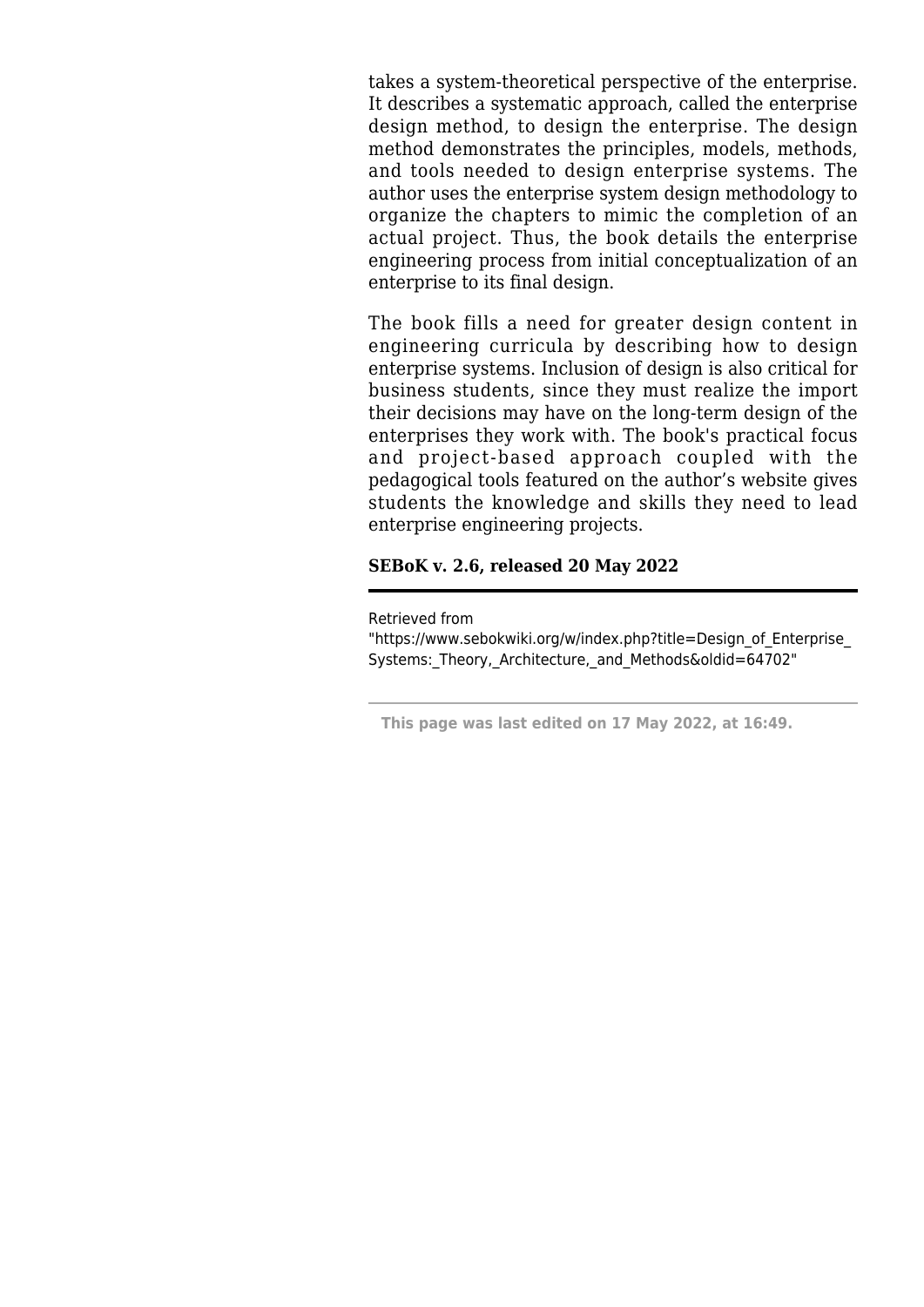takes a system-theoretical perspective of the enterprise. It describes a systematic approach, called the enterprise design method, to design the enterprise. The design method demonstrates the principles, models, methods, and tools needed to design enterprise systems. The author uses the enterprise system design methodology to organize the chapters to mimic the completion of an actual project. Thus, the book details the enterprise engineering process from initial conceptualization of an enterprise to its final design.

The book fills a need for greater design content in engineering curricula by describing how to design enterprise systems. Inclusion of design is also critical for business students, since they must realize the import their decisions may have on the long-term design of the enterprises they work with. The book's practical focus and project-based approach coupled with the pedagogical tools featured on the author's website gives students the knowledge and skills they need to lead enterprise engineering projects.

**SEBoK v. 2.6, released 20 May 2022**

---

Retrieved from "https://www.sebokwiki.org/w/index.php?title=Design_of_Enterprise_Systems:_Theory,_Architecture,_and_Methods&oldid=64702"

---

**This page was last edited on 17 May 2022, at 16:49.**